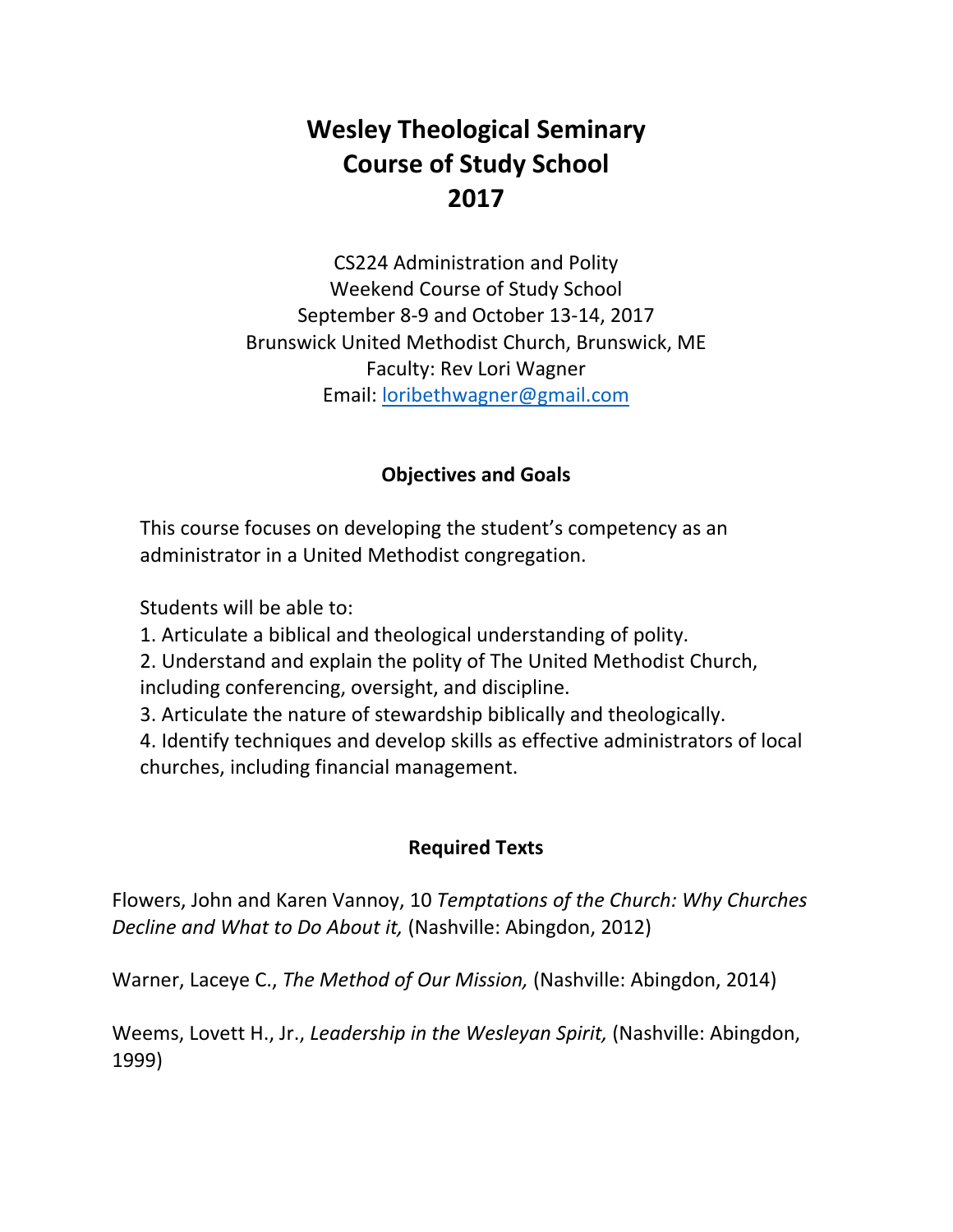# Wesley Theological Seminary
# Course of Study School
# 2017

CS224 Administration and Polity
Weekend Course of Study School
September 8-9 and October 13-14, 2017
Brunswick United Methodist Church, Brunswick, ME
Faculty: Rev Lori Wagner
Email: loribethwagner@gmail.com

### Objectives and Goals

This course focuses on developing the student's competency as an administrator in a United Methodist congregation.

Students will be able to:

1. Articulate a biblical and theological understanding of polity.
2. Understand and explain the polity of The United Methodist Church, including conferencing, oversight, and discipline.
3. Articulate the nature of stewardship biblically and theologically.
4. Identify techniques and develop skills as effective administrators of local churches, including financial management.

### Required Texts

Flowers, John and Karen Vannoy, 10 *Temptations of the Church: Why Churches Decline and What to Do About it,* (Nashville: Abingdon, 2012)

Warner, Laceye C., *The Method of Our Mission,* (Nashville: Abingdon, 2014)

Weems, Lovett H., Jr., *Leadership in the Wesleyan Spirit,* (Nashville: Abingdon, 1999)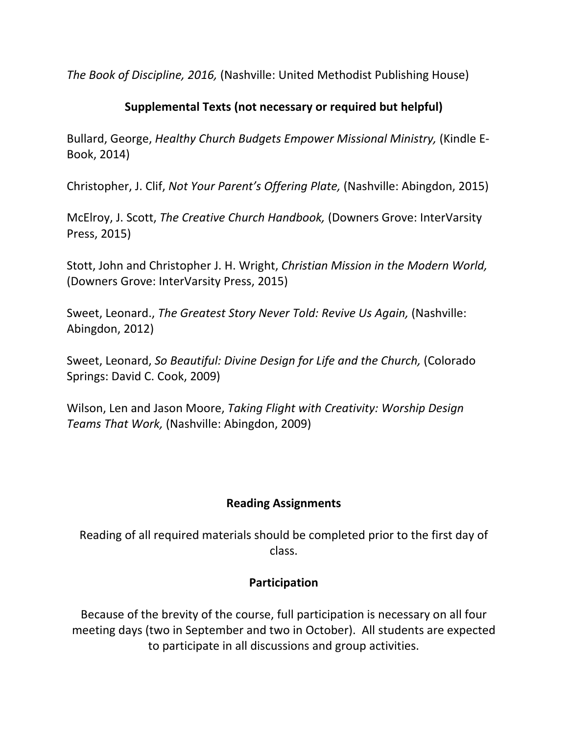*The Book of Discipline, 2016,* (Nashville: United Methodist Publishing House)

## Supplemental Texts (not necessary or required but helpful)

Bullard, George, *Healthy Church Budgets Empower Missional Ministry,* (Kindle E-Book, 2014)

Christopher, J. Clif, *Not Your Parent's Offering Plate,* (Nashville: Abingdon, 2015)

McElroy, J. Scott, *The Creative Church Handbook,* (Downers Grove: InterVarsity Press, 2015)

Stott, John and Christopher J. H. Wright, *Christian Mission in the Modern World,* (Downers Grove: InterVarsity Press, 2015)

Sweet, Leonard., *The Greatest Story Never Told: Revive Us Again,* (Nashville: Abingdon, 2012)

Sweet, Leonard, *So Beautiful: Divine Design for Life and the Church,* (Colorado Springs: David C. Cook, 2009)

Wilson, Len and Jason Moore, *Taking Flight with Creativity: Worship Design Teams That Work,* (Nashville: Abingdon, 2009)

## Reading Assignments

Reading of all required materials should be completed prior to the first day of class.

## Participation

Because of the brevity of the course, full participation is necessary on all four meeting days (two in September and two in October). All students are expected to participate in all discussions and group activities.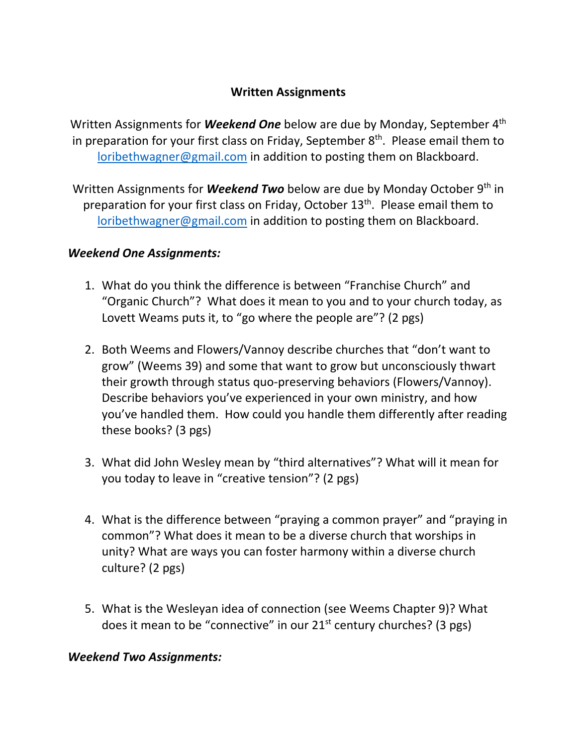## Written Assignments

Written Assignments for ***Weekend One*** below are due by Monday, September 4th in preparation for your first class on Friday, September 8th. Please email them to loribethwagner@gmail.com in addition to posting them on Blackboard.

Written Assignments for ***Weekend Two*** below are due by Monday October 9th in preparation for your first class on Friday, October 13th. Please email them to loribethwagner@gmail.com in addition to posting them on Blackboard.

***Weekend One Assignments:***

1. What do you think the difference is between "Franchise Church" and "Organic Church"? What does it mean to you and to your church today, as Lovett Weams puts it, to "go where the people are"? (2 pgs)

2. Both Weems and Flowers/Vannoy describe churches that "don't want to grow" (Weems 39) and some that want to grow but unconsciously thwart their growth through status quo-preserving behaviors (Flowers/Vannoy). Describe behaviors you've experienced in your own ministry, and how you've handled them. How could you handle them differently after reading these books? (3 pgs)

3. What did John Wesley mean by "third alternatives"? What will it mean for you today to leave in "creative tension"? (2 pgs)

4. What is the difference between "praying a common prayer" and "praying in common"? What does it mean to be a diverse church that worships in unity? What are ways you can foster harmony within a diverse church culture? (2 pgs)

5. What is the Wesleyan idea of connection (see Weems Chapter 9)? What does it mean to be "connective" in our 21st century churches? (3 pgs)

***Weekend Two Assignments:***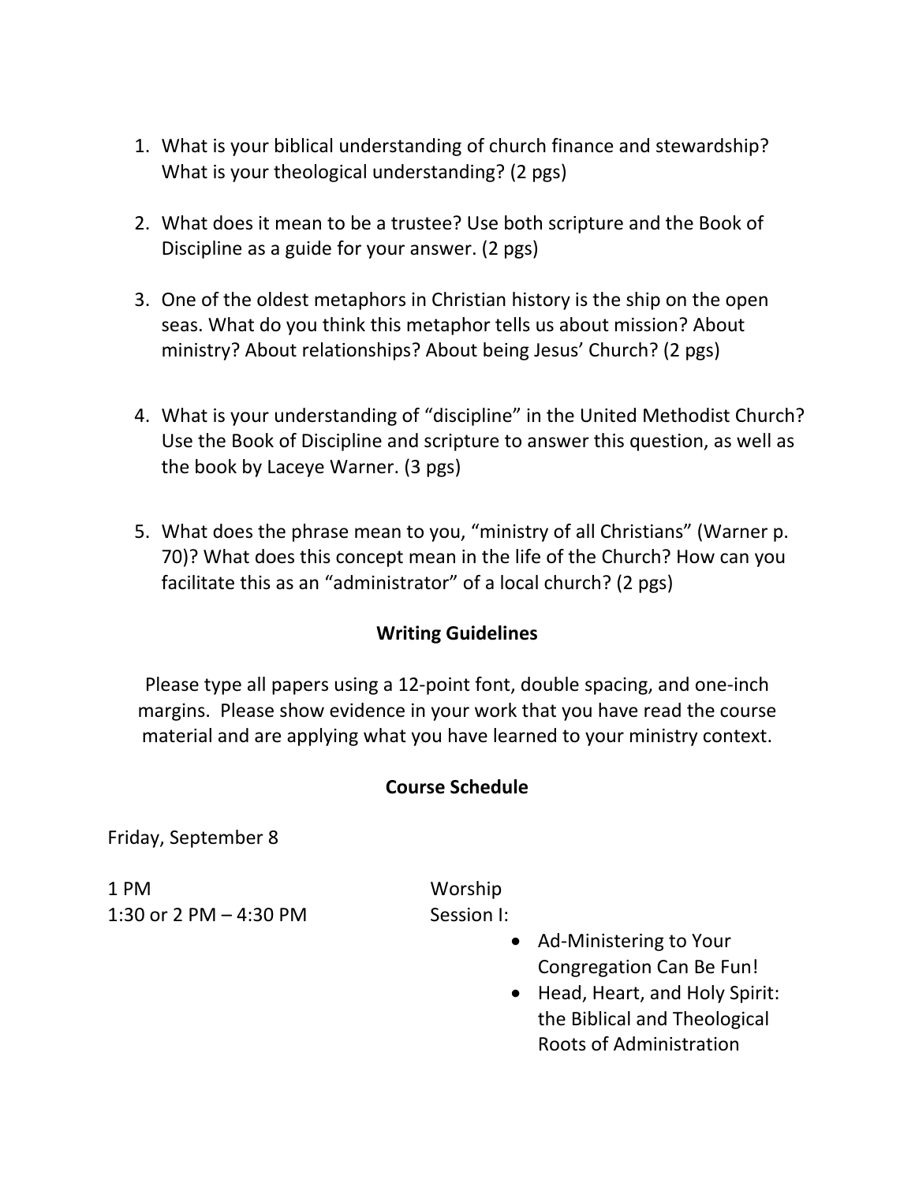1. What is your biblical understanding of church finance and stewardship? What is your theological understanding? (2 pgs)

2. What does it mean to be a trustee? Use both scripture and the Book of Discipline as a guide for your answer. (2 pgs)

3. One of the oldest metaphors in Christian history is the ship on the open seas. What do you think this metaphor tells us about mission? About ministry? About relationships? About being Jesus' Church? (2 pgs)

4. What is your understanding of "discipline" in the United Methodist Church? Use the Book of Discipline and scripture to answer this question, as well as the book by Laceye Warner. (3 pgs)

5. What does the phrase mean to you, "ministry of all Christians" (Warner p. 70)? What does this concept mean in the life of the Church? How can you facilitate this as an "administrator" of a local church? (2 pgs)

## Writing Guidelines

Please type all papers using a 12-point font, double spacing, and one-inch margins. Please show evidence in your work that you have read the course material and are applying what you have learned to your ministry context.

## Course Schedule

Friday, September 8

| | |
|---|---|
| 1 PM | Worship |
| 1:30 or 2 PM – 4:30 PM | Session I:<br>• Ad-Ministering to Your Congregation Can Be Fun!<br>• Head, Heart, and Holy Spirit: the Biblical and Theological Roots of Administration |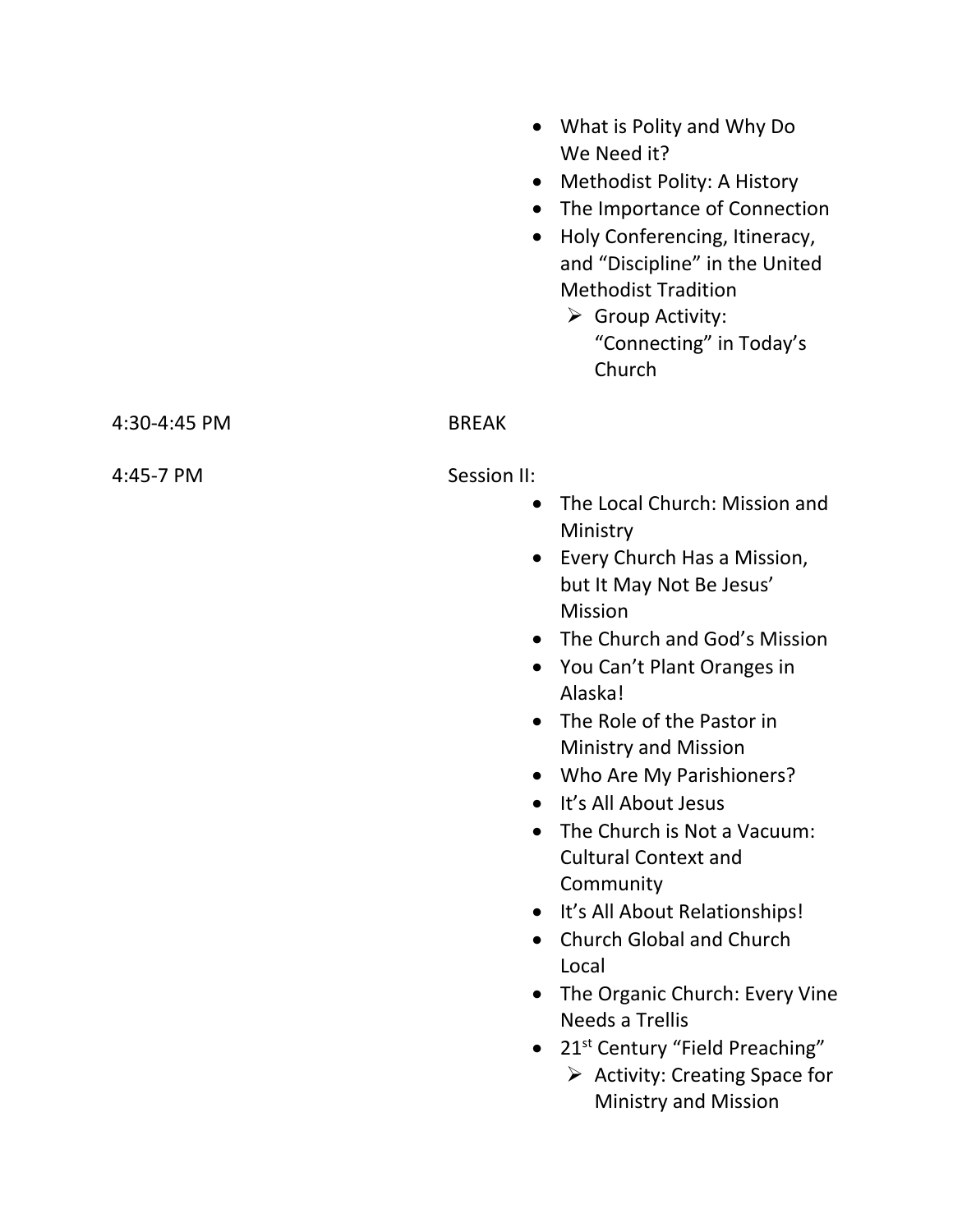- What is Polity and Why Do We Need it?
- Methodist Polity: A History
- The Importance of Connection
- Holy Conferencing, Itineracy, and “Discipline” in the United Methodist Tradition
    - Group Activity: “Connecting” in Today’s Church

4:30-4:45 PM BREAK

4:45-7 PM Session II:

- The Local Church: Mission and Ministry
- Every Church Has a Mission, but It May Not Be Jesus’ Mission
- The Church and God’s Mission
- You Can’t Plant Oranges in Alaska!
- The Role of the Pastor in Ministry and Mission
- Who Are My Parishioners?
- It’s All About Jesus
- The Church is Not a Vacuum: Cultural Context and Community
- It’s All About Relationships!
- Church Global and Church Local
- The Organic Church: Every Vine Needs a Trellis
- 21st Century “Field Preaching”
    - Activity: Creating Space for Ministry and Mission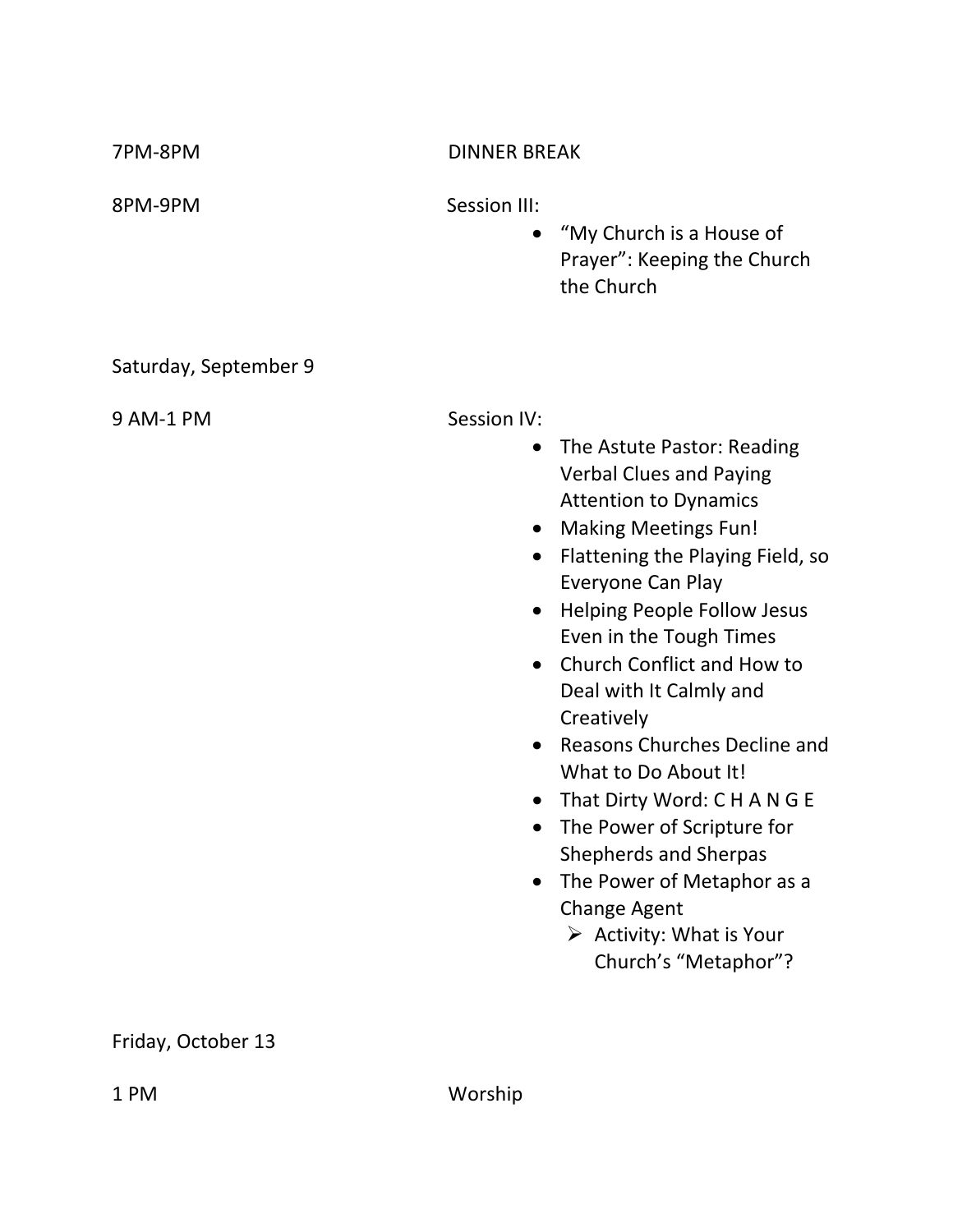| | |
|---|---|
| 7PM-8PM | DINNER BREAK |
| 8PM-9PM | Session III:<br>• "My Church is a House of Prayer": Keeping the Church the Church |

Saturday, September 9

9 AM-1 PM — Session IV:

- The Astute Pastor: Reading Verbal Clues and Paying Attention to Dynamics
- Making Meetings Fun!
- Flattening the Playing Field, so Everyone Can Play
- Helping People Follow Jesus Even in the Tough Times
- Church Conflict and How to Deal with It Calmly and Creatively
- Reasons Churches Decline and What to Do About It!
- That Dirty Word: C H A N G E
- The Power of Scripture for Shepherds and Sherpas
- The Power of Metaphor as a Change Agent
  - Activity: What is Your Church's "Metaphor"?

Friday, October 13

1 PM — Worship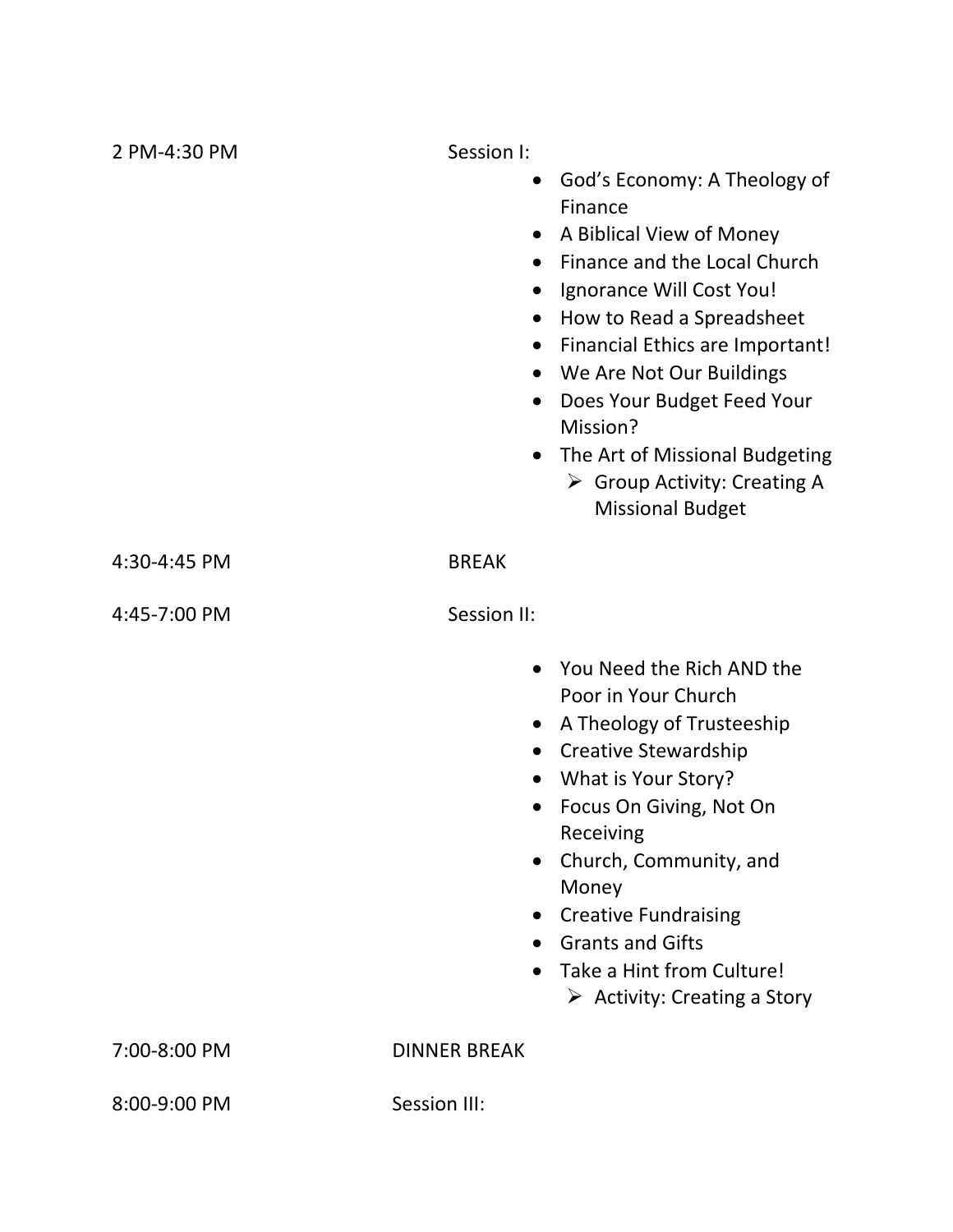2 PM-4:30 PM — Session I:

- God's Economy: A Theology of Finance
- A Biblical View of Money
- Finance and the Local Church
- Ignorance Will Cost You!
- How to Read a Spreadsheet
- Financial Ethics are Important!
- We Are Not Our Buildings
- Does Your Budget Feed Your Mission?
- The Art of Missional Budgeting
    - Group Activity: Creating A Missional Budget

4:30-4:45 PM — BREAK

4:45-7:00 PM — Session II:

- You Need the Rich AND the Poor in Your Church
- A Theology of Trusteeship
- Creative Stewardship
- What is Your Story?
- Focus On Giving, Not On Receiving
- Church, Community, and Money
- Creative Fundraising
- Grants and Gifts
- Take a Hint from Culture!
    - Activity: Creating a Story

7:00-8:00 PM — DINNER BREAK

8:00-9:00 PM — Session III: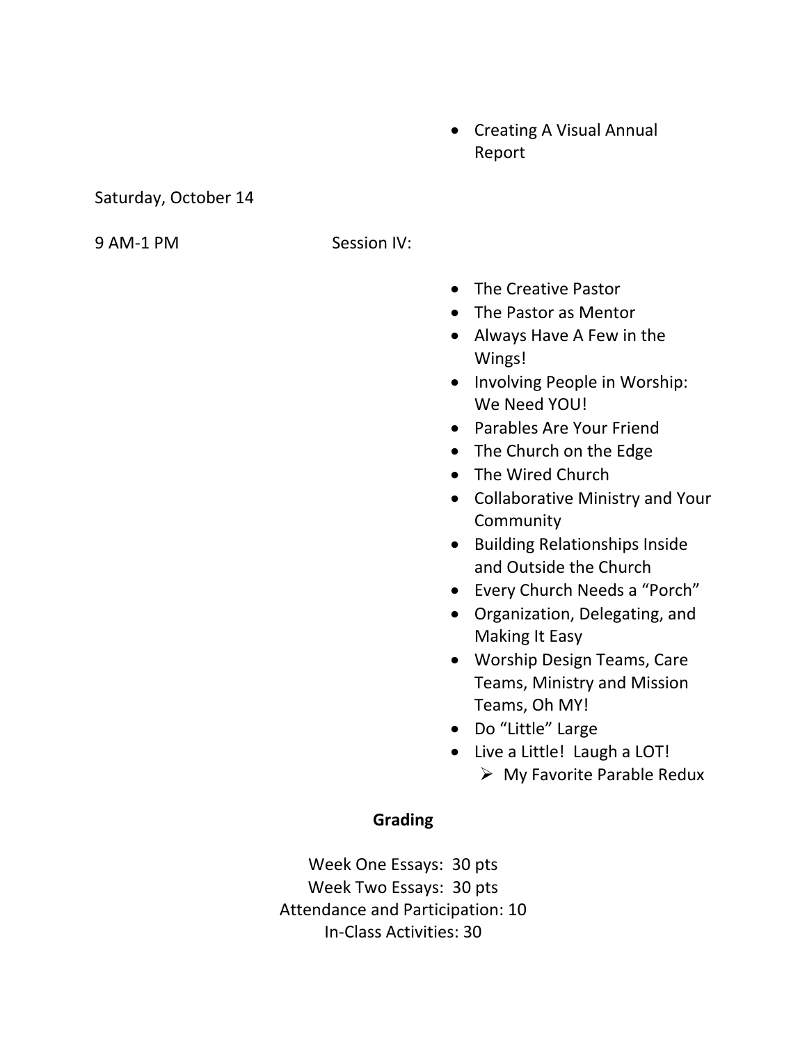- Creating A Visual Annual Report

Saturday, October 14

9 AM-1 PM Session IV:

- The Creative Pastor
- The Pastor as Mentor
- Always Have A Few in the Wings!
- Involving People in Worship: We Need YOU!
- Parables Are Your Friend
- The Church on the Edge
- The Wired Church
- Collaborative Ministry and Your Community
- Building Relationships Inside and Outside the Church
- Every Church Needs a "Porch"
- Organization, Delegating, and Making It Easy
- Worship Design Teams, Care Teams, Ministry and Mission Teams, Oh MY!
- Do "Little" Large
- Live a Little! Laugh a LOT!
  - My Favorite Parable Redux

**Grading**

Week One Essays: 30 pts
Week Two Essays: 30 pts
Attendance and Participation: 10
In-Class Activities: 30